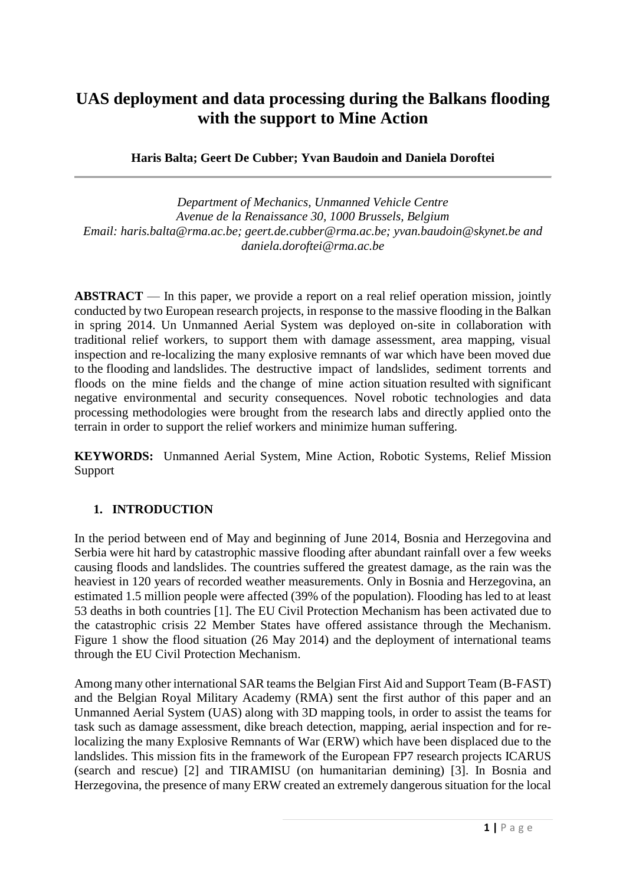# UAS deployment and data processing during the Balkans flooding with the support to Mine Action

**Haris Balta; Geert De Cubber; Yvan Baudoin and Daniela Doroftei**

---

*Department of Mechanics, Unmanned Vehicle Centre*
*Avenue de la Renaissance 30, 1000 Brussels, Belgium*
*Email: haris.balta@rma.ac.be; geert.de.cubber@rma.ac.be; yvan.baudoin@skynet.be and daniela.doroftei@rma.ac.be*

**ABSTRACT** — In this paper, we provide a report on a real relief operation mission, jointly conducted by two European research projects, in response to the massive flooding in the Balkan in spring 2014. Un Unmanned Aerial System was deployed on-site in collaboration with traditional relief workers, to support them with damage assessment, area mapping, visual inspection and re-localizing the many explosive remnants of war which have been moved due to the flooding and landslides. The destructive impact of landslides, sediment torrents and floods on the mine fields and the change of mine action situation resulted with significant negative environmental and security consequences. Novel robotic technologies and data processing methodologies were brought from the research labs and directly applied onto the terrain in order to support the relief workers and minimize human suffering.

**KEYWORDS:** Unmanned Aerial System, Mine Action, Robotic Systems, Relief Mission Support

## 1. INTRODUCTION

In the period between end of May and beginning of June 2014, Bosnia and Herzegovina and Serbia were hit hard by catastrophic massive flooding after abundant rainfall over a few weeks causing floods and landslides. The countries suffered the greatest damage, as the rain was the heaviest in 120 years of recorded weather measurements. Only in Bosnia and Herzegovina, an estimated 1.5 million people were affected (39% of the population). Flooding has led to at least 53 deaths in both countries [1]. The EU Civil Protection Mechanism has been activated due to the catastrophic crisis 22 Member States have offered assistance through the Mechanism. Figure 1 show the flood situation (26 May 2014) and the deployment of international teams through the EU Civil Protection Mechanism.

Among many other international SAR teams the Belgian First Aid and Support Team (B-FAST) and the Belgian Royal Military Academy (RMA) sent the first author of this paper and an Unmanned Aerial System (UAS) along with 3D mapping tools, in order to assist the teams for task such as damage assessment, dike breach detection, mapping, aerial inspection and for re-localizing the many Explosive Remnants of War (ERW) which have been displaced due to the landslides. This mission fits in the framework of the European FP7 research projects ICARUS (search and rescue) [2] and TIRAMISU (on humanitarian demining) [3]. In Bosnia and Herzegovina, the presence of many ERW created an extremely dangerous situation for the local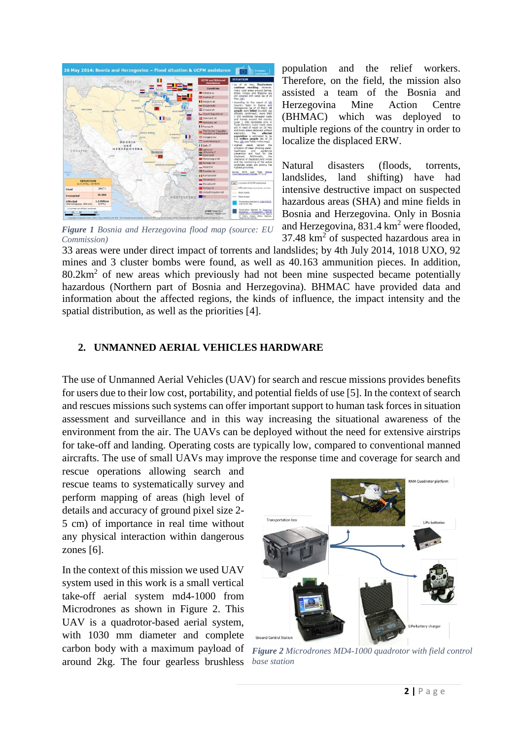population and the relief workers. Therefore, on the field, the mission also assisted a team of the Bosnia and Herzegovina Mine Action Centre (BHMAC) which was deployed to multiple regions of the country in order to localize the displaced ERW.

*Figure 1 Bosnia and Herzegovina flood map (source: EU Commission)*

Natural disasters (floods, torrents, landslides, land shifting) have had intensive destructive impact on suspected hazardous areas (SHA) and mine fields in Bosnia and Herzegovina. Only in Bosnia and Herzegovina, 831.4 km$^2$ were flooded, 37.48 km$^2$ of suspected hazardous area in 33 areas were under direct impact of torrents and landslides; by 4th July 2014, 1018 UXO, 92 mines and 3 cluster bombs were found, as well as 40.163 ammunition pieces. In addition, 80.2km$^2$ of new areas which previously had not been mine suspected became potentially hazardous (Northern part of Bosnia and Herzegovina). BHMAC have provided data and information about the affected regions, the kinds of influence, the impact intensity and the spatial distribution, as well as the priorities [4].

## 2. UNMANNED AERIAL VEHICLES HARDWARE

The use of Unmanned Aerial Vehicles (UAV) for search and rescue missions provides benefits for users due to their low cost, portability, and potential fields of use [5]. In the context of search and rescues missions such systems can offer important support to human task forces in situation assessment and surveillance and in this way increasing the situational awareness of the environment from the air. The UAVs can be deployed without the need for extensive airstrips for take-off and landing. Operating costs are typically low, compared to conventional manned aircrafts. The use of small UAVs may improve the response time and coverage for search and rescue operations allowing search and rescue teams to systematically survey and perform mapping of areas (high level of details and accuracy of ground pixel size 2-5 cm) of importance in real time without any physical interaction within dangerous zones [6].

In the context of this mission we used UAV system used in this work is a small vertical take-off aerial system md4-1000 from Microdrones as shown in Figure 2. This UAV is a quadrotor-based aerial system, with 1030 mm diameter and complete carbon body with a maximum payload of around 2kg. The four gearless brushless

*Figure 2 Microdrones MD4-1000 quadrotor with field control base station*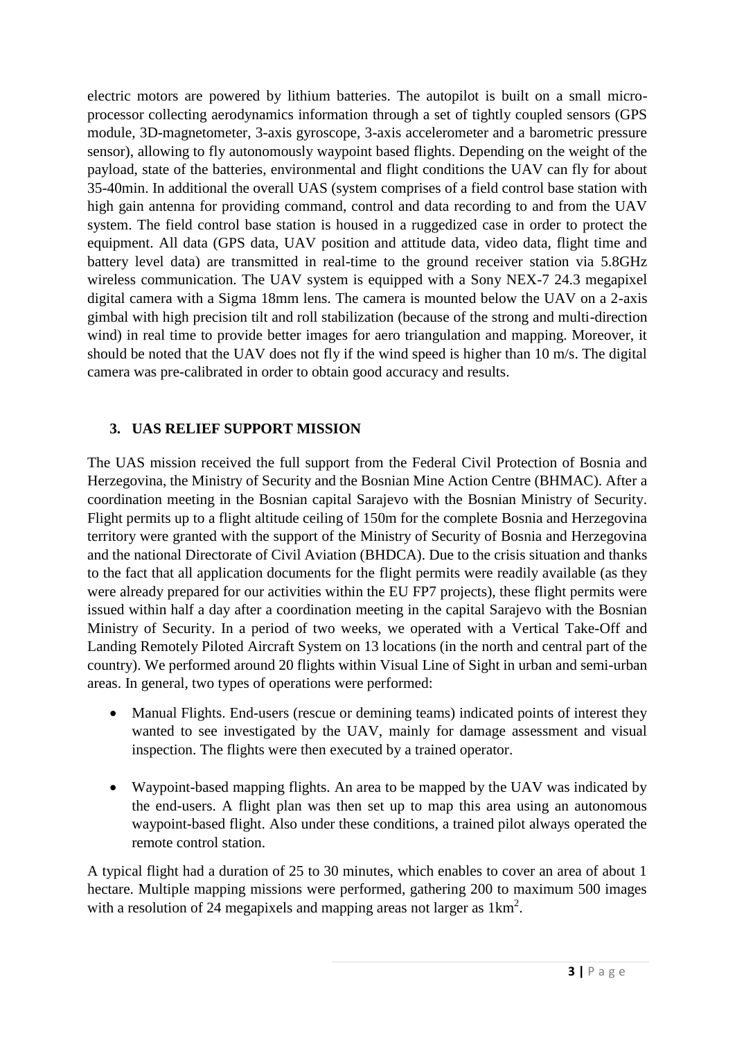electric motors are powered by lithium batteries. The autopilot is built on a small micro-processor collecting aerodynamics information through a set of tightly coupled sensors (GPS module, 3D-magnetometer, 3-axis gyroscope, 3-axis accelerometer and a barometric pressure sensor), allowing to fly autonomously waypoint based flights. Depending on the weight of the payload, state of the batteries, environmental and flight conditions the UAV can fly for about 35-40min. In additional the overall UAS (system comprises of a field control base station with high gain antenna for providing command, control and data recording to and from the UAV system. The field control base station is housed in a ruggedized case in order to protect the equipment. All data (GPS data, UAV position and attitude data, video data, flight time and battery level data) are transmitted in real-time to the ground receiver station via 5.8GHz wireless communication. The UAV system is equipped with a Sony NEX-7 24.3 megapixel digital camera with a Sigma 18mm lens. The camera is mounted below the UAV on a 2-axis gimbal with high precision tilt and roll stabilization (because of the strong and multi-direction wind) in real time to provide better images for aero triangulation and mapping. Moreover, it should be noted that the UAV does not fly if the wind speed is higher than 10 m/s. The digital camera was pre-calibrated in order to obtain good accuracy and results.

## 3. UAS RELIEF SUPPORT MISSION

The UAS mission received the full support from the Federal Civil Protection of Bosnia and Herzegovina, the Ministry of Security and the Bosnian Mine Action Centre (BHMAC). After a coordination meeting in the Bosnian capital Sarajevo with the Bosnian Ministry of Security. Flight permits up to a flight altitude ceiling of 150m for the complete Bosnia and Herzegovina territory were granted with the support of the Ministry of Security of Bosnia and Herzegovina and the national Directorate of Civil Aviation (BHDCA). Due to the crisis situation and thanks to the fact that all application documents for the flight permits were readily available (as they were already prepared for our activities within the EU FP7 projects), these flight permits were issued within half a day after a coordination meeting in the capital Sarajevo with the Bosnian Ministry of Security. In a period of two weeks, we operated with a Vertical Take-Off and Landing Remotely Piloted Aircraft System on 13 locations (in the north and central part of the country). We performed around 20 flights within Visual Line of Sight in urban and semi-urban areas. In general, two types of operations were performed:

- Manual Flights. End-users (rescue or demining teams) indicated points of interest they wanted to see investigated by the UAV, mainly for damage assessment and visual inspection. The flights were then executed by a trained operator.

- Waypoint-based mapping flights. An area to be mapped by the UAV was indicated by the end-users. A flight plan was then set up to map this area using an autonomous waypoint-based flight. Also under these conditions, a trained pilot always operated the remote control station.

A typical flight had a duration of 25 to 30 minutes, which enables to cover an area of about 1 hectare. Multiple mapping missions were performed, gathering 200 to maximum 500 images with a resolution of 24 megapixels and mapping areas not larger as $1km^2$.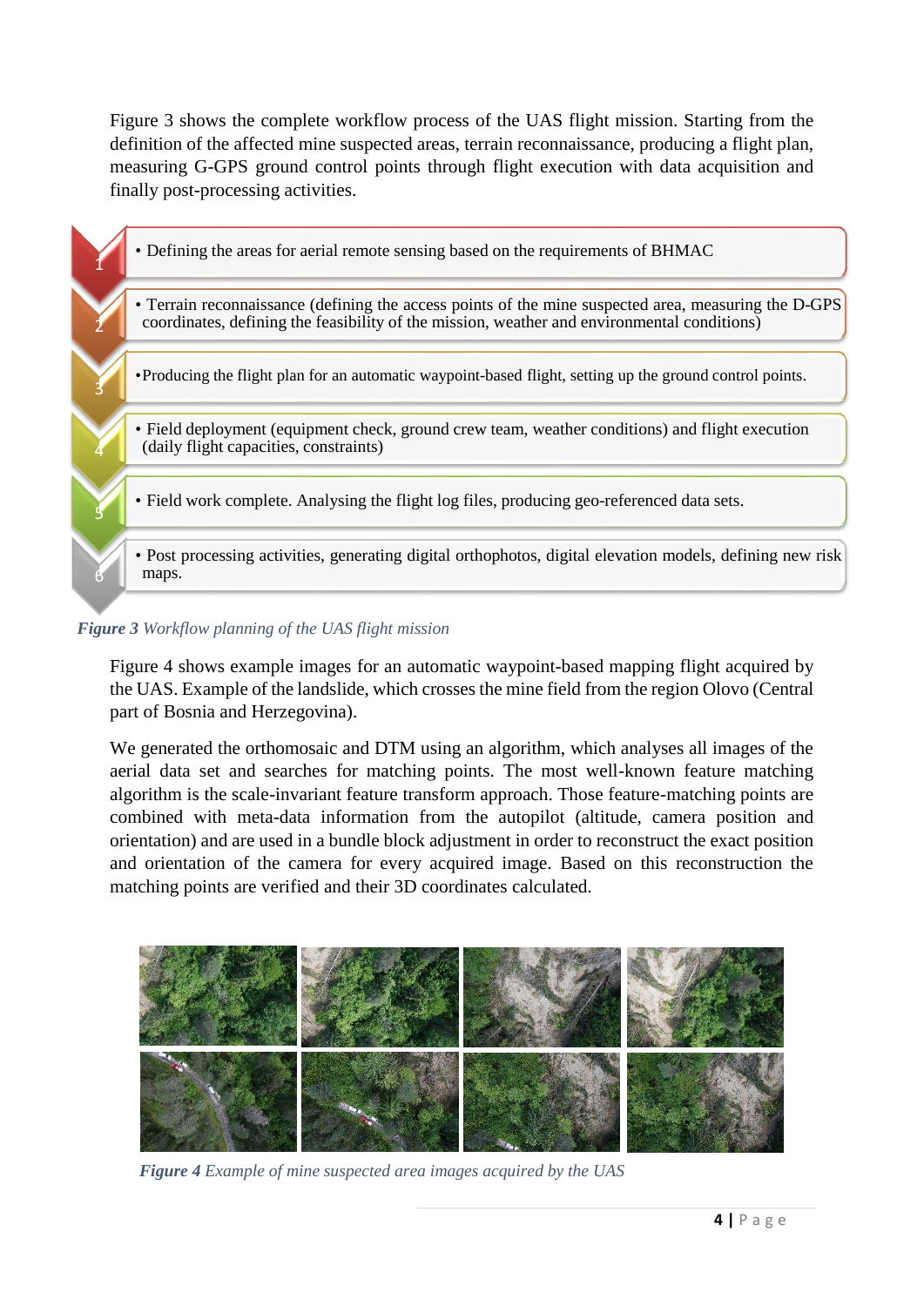Figure 3 shows the complete workflow process of the UAS flight mission. Starting from the definition of the affected mine suspected areas, terrain reconnaissance, producing a flight plan, measuring G-GPS ground control points through flight execution with data acquisition and finally post-processing activities.

1. • Defining the areas for aerial remote sensing based on the requirements of BHMAC
2. • Terrain reconnaissance (defining the access points of the mine suspected area, measuring the D-GPS coordinates, defining the feasibility of the mission, weather and environmental conditions)
3. •Producing the flight plan for an automatic waypoint-based flight, setting up the ground control points.
4. • Field deployment (equipment check, ground crew team, weather conditions) and flight execution (daily flight capacities, constraints)
5. • Field work complete. Analysing the flight log files, producing geo-referenced data sets.
6. • Post processing activities, generating digital orthophotos, digital elevation models, defining new risk maps.

***Figure 3** Workflow planning of the UAS flight mission*

Figure 4 shows example images for an automatic waypoint-based mapping flight acquired by the UAS. Example of the landslide, which crosses the mine field from the region Olovo (Central part of Bosnia and Herzegovina).

We generated the orthomosaic and DTM using an algorithm, which analyses all images of the aerial data set and searches for matching points. The most well-known feature matching algorithm is the scale-invariant feature transform approach. Those feature-matching points are combined with meta-data information from the autopilot (altitude, camera position and orientation) and are used in a bundle block adjustment in order to reconstruct the exact position and orientation of the camera for every acquired image. Based on this reconstruction the matching points are verified and their 3D coordinates calculated.

***Figure 4** Example of mine suspected area images acquired by the UAS*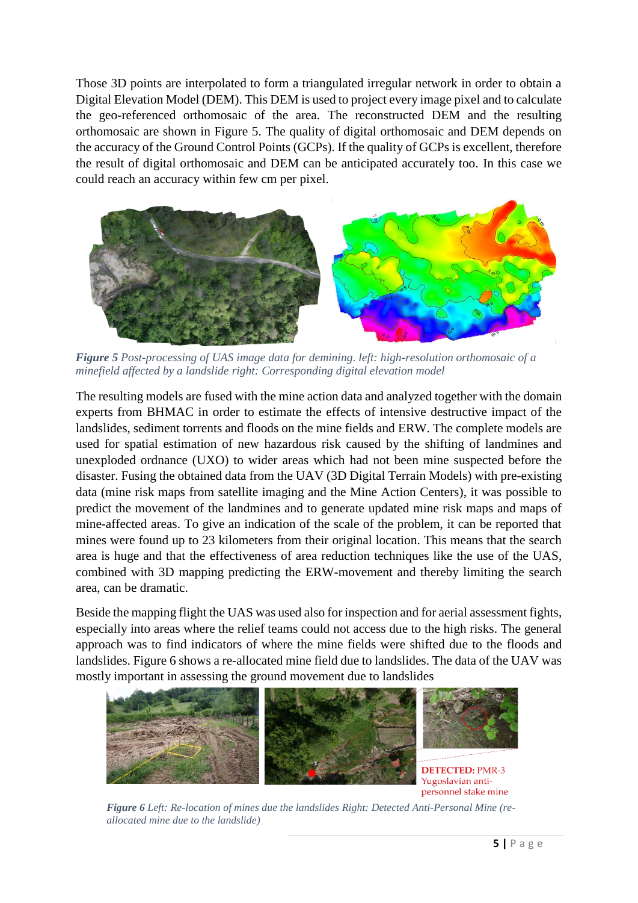Those 3D points are interpolated to form a triangulated irregular network in order to obtain a Digital Elevation Model (DEM). This DEM is used to project every image pixel and to calculate the geo-referenced orthomosaic of the area. The reconstructed DEM and the resulting orthomosaic are shown in Figure 5. The quality of digital orthomosaic and DEM depends on the accuracy of the Ground Control Points (GCPs). If the quality of GCPs is excellent, therefore the result of digital orthomosaic and DEM can be anticipated accurately too. In this case we could reach an accuracy within few cm per pixel.

***Figure 5*** *Post-processing of UAS image data for demining. left: high-resolution orthomosaic of a minefield affected by a landslide right: Corresponding digital elevation model*

The resulting models are fused with the mine action data and analyzed together with the domain experts from BHMAC in order to estimate the effects of intensive destructive impact of the landslides, sediment torrents and floods on the mine fields and ERW. The complete models are used for spatial estimation of new hazardous risk caused by the shifting of landmines and unexploded ordnance (UXO) to wider areas which had not been mine suspected before the disaster. Fusing the obtained data from the UAV (3D Digital Terrain Models) with pre-existing data (mine risk maps from satellite imaging and the Mine Action Centers), it was possible to predict the movement of the landmines and to generate updated mine risk maps and maps of mine-affected areas. To give an indication of the scale of the problem, it can be reported that mines were found up to 23 kilometers from their original location. This means that the search area is huge and that the effectiveness of area reduction techniques like the use of the UAS, combined with 3D mapping predicting the ERW-movement and thereby limiting the search area, can be dramatic.

Beside the mapping flight the UAS was used also for inspection and for aerial assessment fights, especially into areas where the relief teams could not access due to the high risks. The general approach was to find indicators of where the mine fields were shifted due to the floods and landslides. Figure 6 shows a re-allocated mine field due to landslides. The data of the UAV was mostly important in assessing the ground movement due to landslides

***Figure 6*** *Left: Re-location of mines due the landslides Right: Detected Anti-Personal Mine (re-allocated mine due to the landslide)*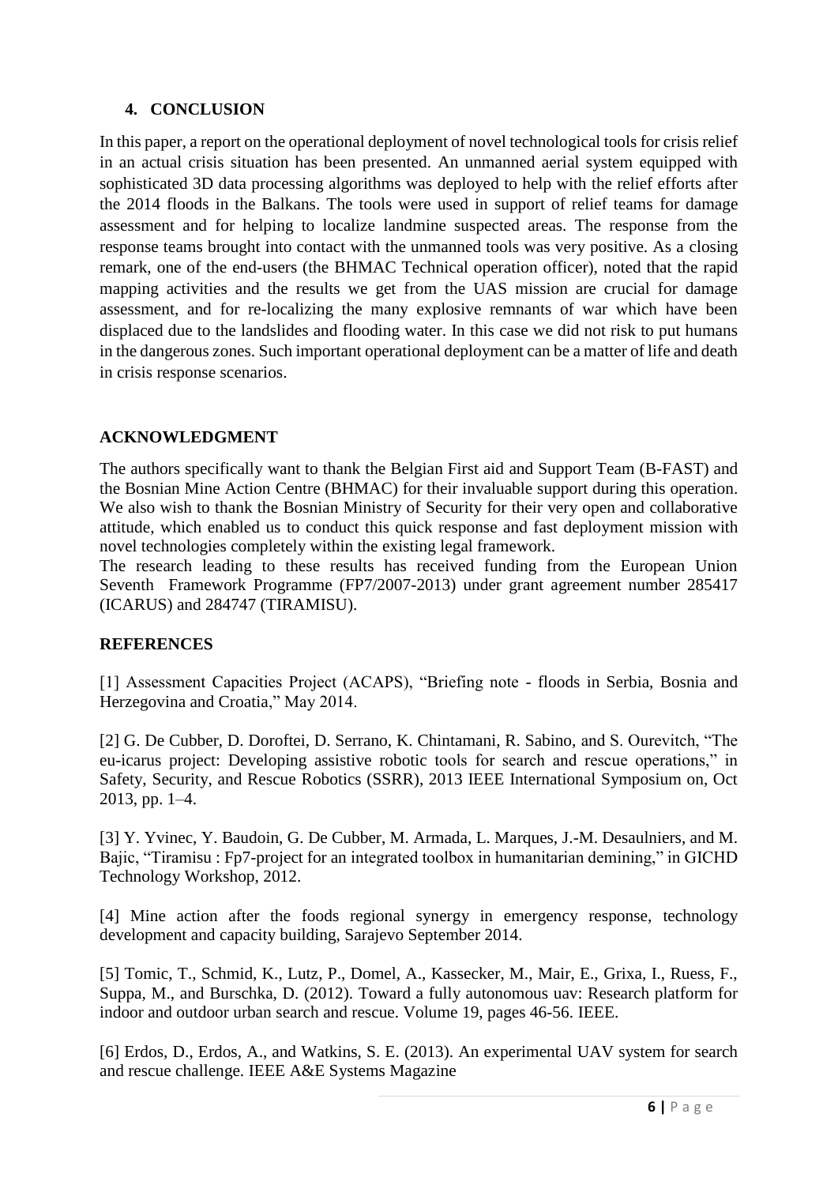## 4. CONCLUSION

In this paper, a report on the operational deployment of novel technological tools for crisis relief in an actual crisis situation has been presented. An unmanned aerial system equipped with sophisticated 3D data processing algorithms was deployed to help with the relief efforts after the 2014 floods in the Balkans. The tools were used in support of relief teams for damage assessment and for helping to localize landmine suspected areas. The response from the response teams brought into contact with the unmanned tools was very positive. As a closing remark, one of the end-users (the BHMAC Technical operation officer), noted that the rapid mapping activities and the results we get from the UAS mission are crucial for damage assessment, and for re-localizing the many explosive remnants of war which have been displaced due to the landslides and flooding water. In this case we did not risk to put humans in the dangerous zones. Such important operational deployment can be a matter of life and death in crisis response scenarios.

## ACKNOWLEDGMENT

The authors specifically want to thank the Belgian First aid and Support Team (B-FAST) and the Bosnian Mine Action Centre (BHMAC) for their invaluable support during this operation. We also wish to thank the Bosnian Ministry of Security for their very open and collaborative attitude, which enabled us to conduct this quick response and fast deployment mission with novel technologies completely within the existing legal framework.
The research leading to these results has received funding from the European Union Seventh Framework Programme (FP7/2007-2013) under grant agreement number 285417 (ICARUS) and 284747 (TIRAMISU).

## REFERENCES

[1] Assessment Capacities Project (ACAPS), “Briefing note - floods in Serbia, Bosnia and Herzegovina and Croatia,” May 2014.

[2] G. De Cubber, D. Doroftei, D. Serrano, K. Chintamani, R. Sabino, and S. Ourevitch, “The eu-icarus project: Developing assistive robotic tools for search and rescue operations,” in Safety, Security, and Rescue Robotics (SSRR), 2013 IEEE International Symposium on, Oct 2013, pp. 1–4.

[3] Y. Yvinec, Y. Baudoin, G. De Cubber, M. Armada, L. Marques, J.-M. Desaulniers, and M. Bajic, “Tiramisu : Fp7-project for an integrated toolbox in humanitarian demining,” in GICHD Technology Workshop, 2012.

[4] Mine action after the foods regional synergy in emergency response, technology development and capacity building, Sarajevo September 2014.

[5] Tomic, T., Schmid, K., Lutz, P., Domel, A., Kassecker, M., Mair, E., Grixa, I., Ruess, F., Suppa, M., and Burschka, D. (2012). Toward a fully autonomous uav: Research platform for indoor and outdoor urban search and rescue. Volume 19, pages 46-56. IEEE.

[6] Erdos, D., Erdos, A., and Watkins, S. E. (2013). An experimental UAV system for search and rescue challenge. IEEE A&E Systems Magazine